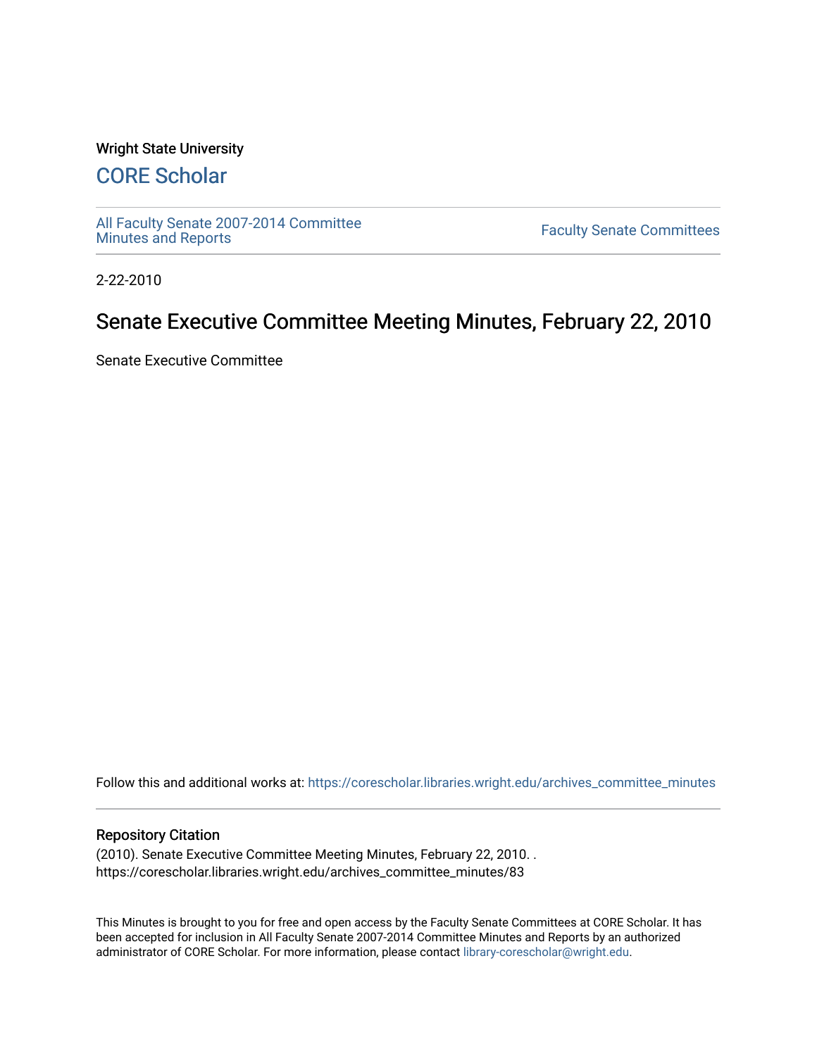Wright State University

# CORE Scholar

All Faculty Senate 2007-2014 Committee Minutes and Reports

Faculty Senate Committees

2-22-2010

## Senate Executive Committee Meeting Minutes, February 22, 2010

Senate Executive Committee

Follow this and additional works at: https://corescholar.libraries.wright.edu/archives_committee_minutes

### Repository Citation

(2010). Senate Executive Committee Meeting Minutes, February 22, 2010. . https://corescholar.libraries.wright.edu/archives_committee_minutes/83

This Minutes is brought to you for free and open access by the Faculty Senate Committees at CORE Scholar. It has been accepted for inclusion in All Faculty Senate 2007-2014 Committee Minutes and Reports by an authorized administrator of CORE Scholar. For more information, please contact library-corescholar@wright.edu.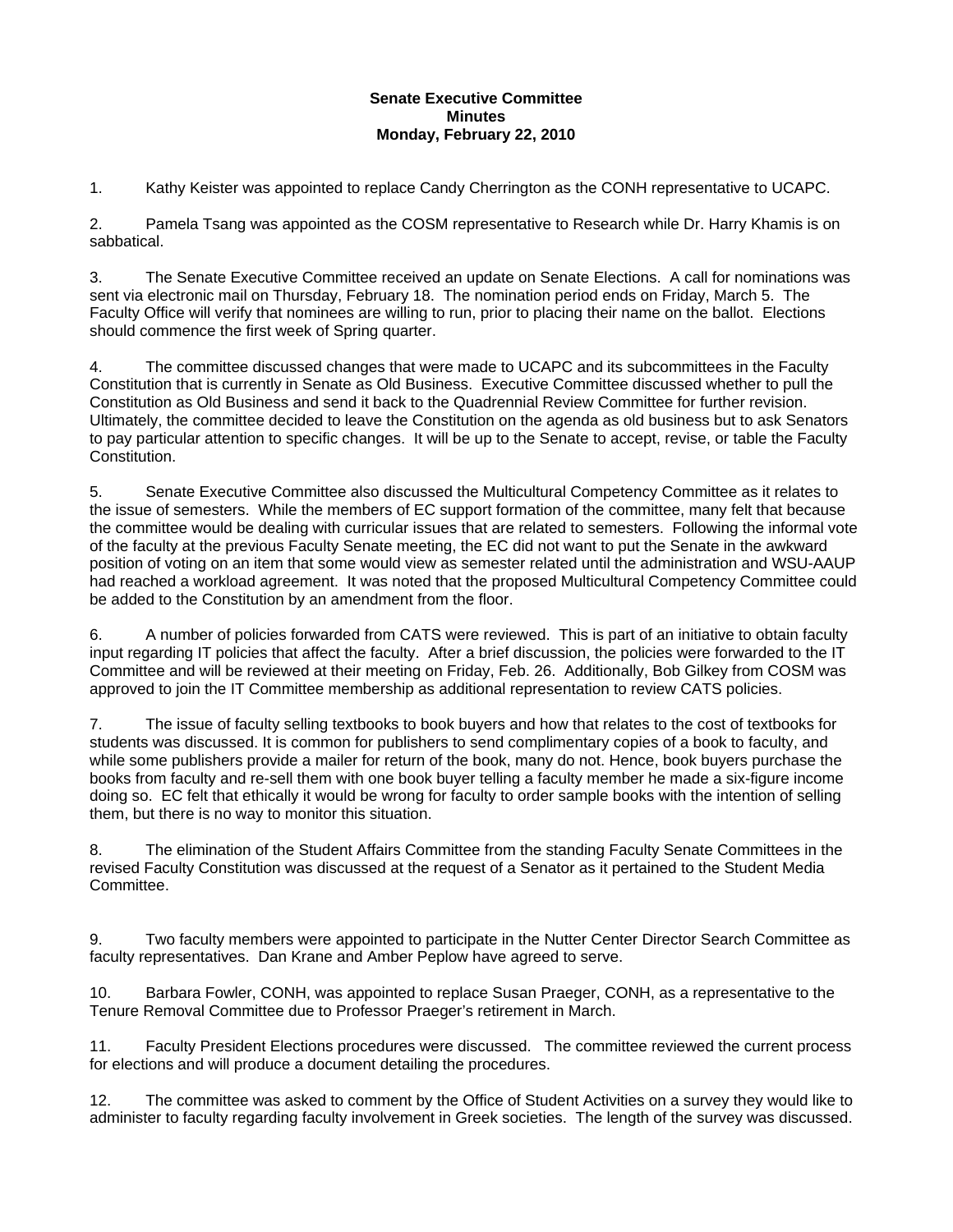**Senate Executive Committee**
**Minutes**
**Monday, February 22, 2010**

1. Kathy Keister was appointed to replace Candy Cherrington as the CONH representative to UCAPC.

2. Pamela Tsang was appointed as the COSM representative to Research while Dr. Harry Khamis is on sabbatical.

3. The Senate Executive Committee received an update on Senate Elections. A call for nominations was sent via electronic mail on Thursday, February 18. The nomination period ends on Friday, March 5. The Faculty Office will verify that nominees are willing to run, prior to placing their name on the ballot. Elections should commence the first week of Spring quarter.

4. The committee discussed changes that were made to UCAPC and its subcommittees in the Faculty Constitution that is currently in Senate as Old Business. Executive Committee discussed whether to pull the Constitution as Old Business and send it back to the Quadrennial Review Committee for further revision. Ultimately, the committee decided to leave the Constitution on the agenda as old business but to ask Senators to pay particular attention to specific changes. It will be up to the Senate to accept, revise, or table the Faculty Constitution.

5. Senate Executive Committee also discussed the Multicultural Competency Committee as it relates to the issue of semesters. While the members of EC support formation of the committee, many felt that because the committee would be dealing with curricular issues that are related to semesters. Following the informal vote of the faculty at the previous Faculty Senate meeting, the EC did not want to put the Senate in the awkward position of voting on an item that some would view as semester related until the administration and WSU-AAUP had reached a workload agreement. It was noted that the proposed Multicultural Competency Committee could be added to the Constitution by an amendment from the floor.

6. A number of policies forwarded from CATS were reviewed. This is part of an initiative to obtain faculty input regarding IT policies that affect the faculty. After a brief discussion, the policies were forwarded to the IT Committee and will be reviewed at their meeting on Friday, Feb. 26. Additionally, Bob Gilkey from COSM was approved to join the IT Committee membership as additional representation to review CATS policies.

7. The issue of faculty selling textbooks to book buyers and how that relates to the cost of textbooks for students was discussed. It is common for publishers to send complimentary copies of a book to faculty, and while some publishers provide a mailer for return of the book, many do not. Hence, book buyers purchase the books from faculty and re-sell them with one book buyer telling a faculty member he made a six-figure income doing so. EC felt that ethically it would be wrong for faculty to order sample books with the intention of selling them, but there is no way to monitor this situation.

8. The elimination of the Student Affairs Committee from the standing Faculty Senate Committees in the revised Faculty Constitution was discussed at the request of a Senator as it pertained to the Student Media Committee.

9. Two faculty members were appointed to participate in the Nutter Center Director Search Committee as faculty representatives. Dan Krane and Amber Peplow have agreed to serve.

10. Barbara Fowler, CONH, was appointed to replace Susan Praeger, CONH, as a representative to the Tenure Removal Committee due to Professor Praeger's retirement in March.

11. Faculty President Elections procedures were discussed. The committee reviewed the current process for elections and will produce a document detailing the procedures.

12. The committee was asked to comment by the Office of Student Activities on a survey they would like to administer to faculty regarding faculty involvement in Greek societies. The length of the survey was discussed.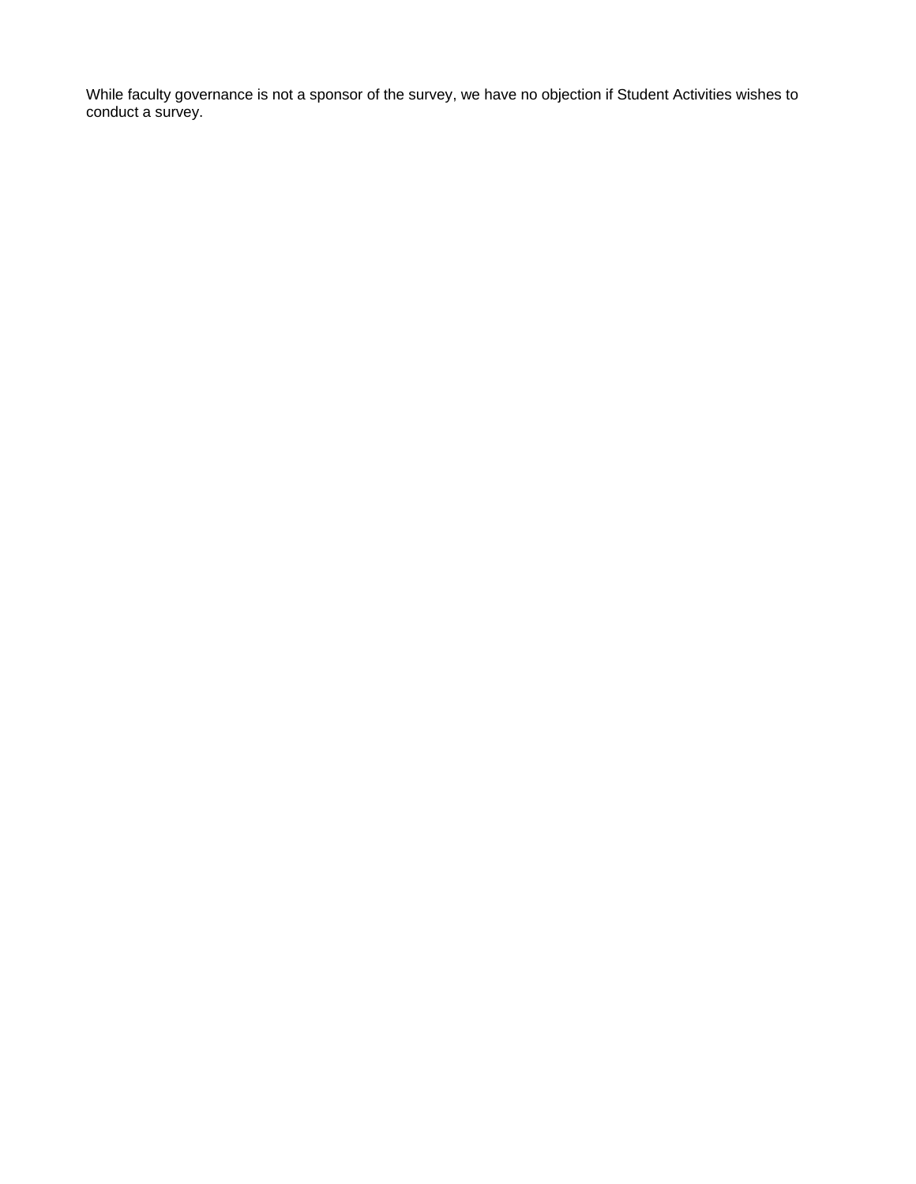While faculty governance is not a sponsor of the survey, we have no objection if Student Activities wishes to conduct a survey.